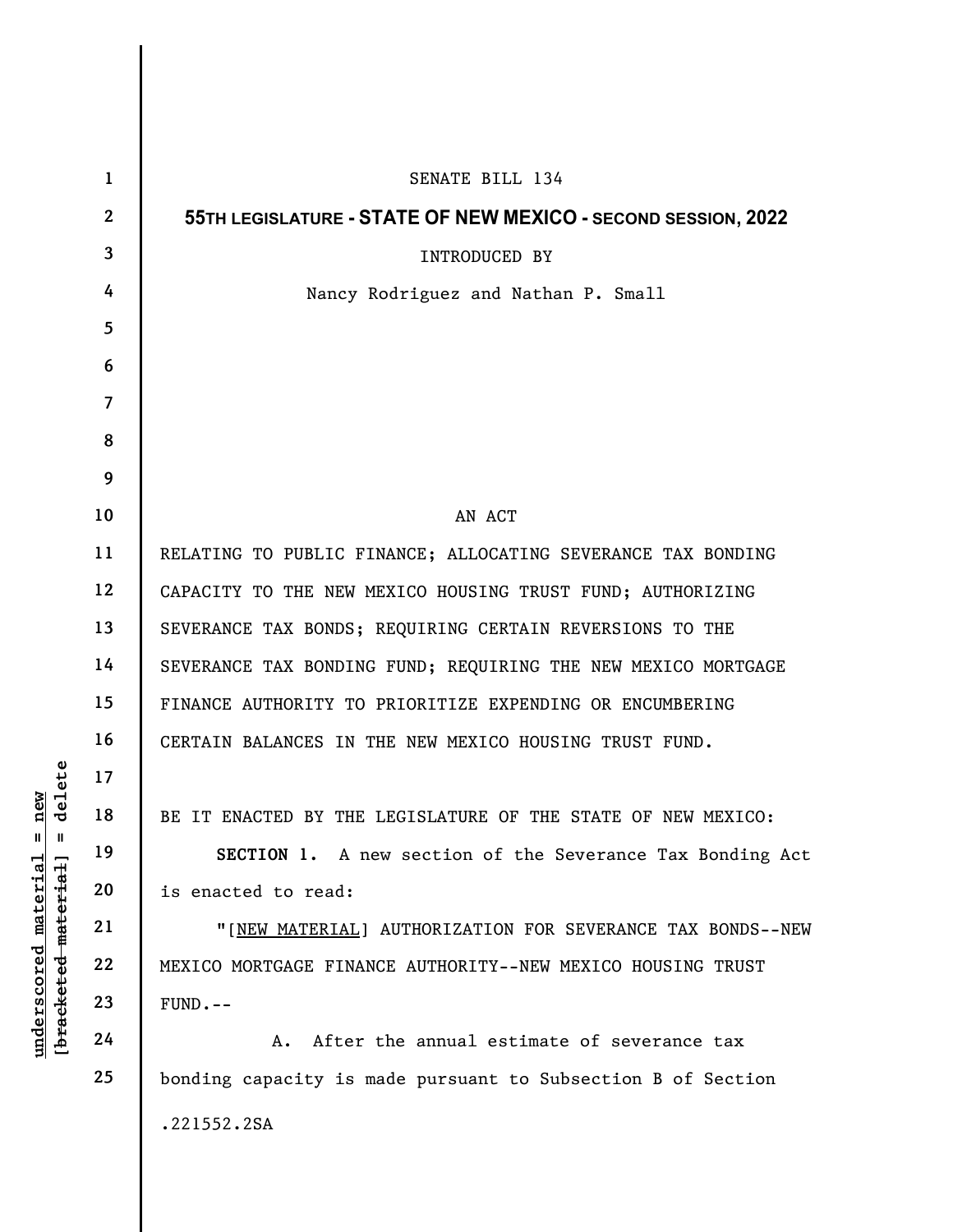SENATE BILL 134

**55TH LEGISLATURE - STATE OF NEW MEXICO - SECOND SESSION, 2022**

INTRODUCED BY

Nancy Rodriguez and Nathan P. Small

AN ACT

RELATING TO PUBLIC FINANCE; ALLOCATING SEVERANCE TAX BONDING CAPACITY TO THE NEW MEXICO HOUSING TRUST FUND; AUTHORIZING SEVERANCE TAX BONDS; REQUIRING CERTAIN REVERSIONS TO THE SEVERANCE TAX BONDING FUND; REQUIRING THE NEW MEXICO MORTGAGE FINANCE AUTHORITY TO PRIORITIZE EXPENDING OR ENCUMBERING CERTAIN BALANCES IN THE NEW MEXICO HOUSING TRUST FUND.

BE IT ENACTED BY THE LEGISLATURE OF THE STATE OF NEW MEXICO:

**SECTION 1.** A new section of the Severance Tax Bonding Act is enacted to read:

"[NEW MATERIAL] AUTHORIZATION FOR SEVERANCE TAX BONDS--NEW MEXICO MORTGAGE FINANCE AUTHORITY--NEW MEXICO HOUSING TRUST FUND.--

A. After the annual estimate of severance tax bonding capacity is made pursuant to Subsection B of Section

.221552.2SA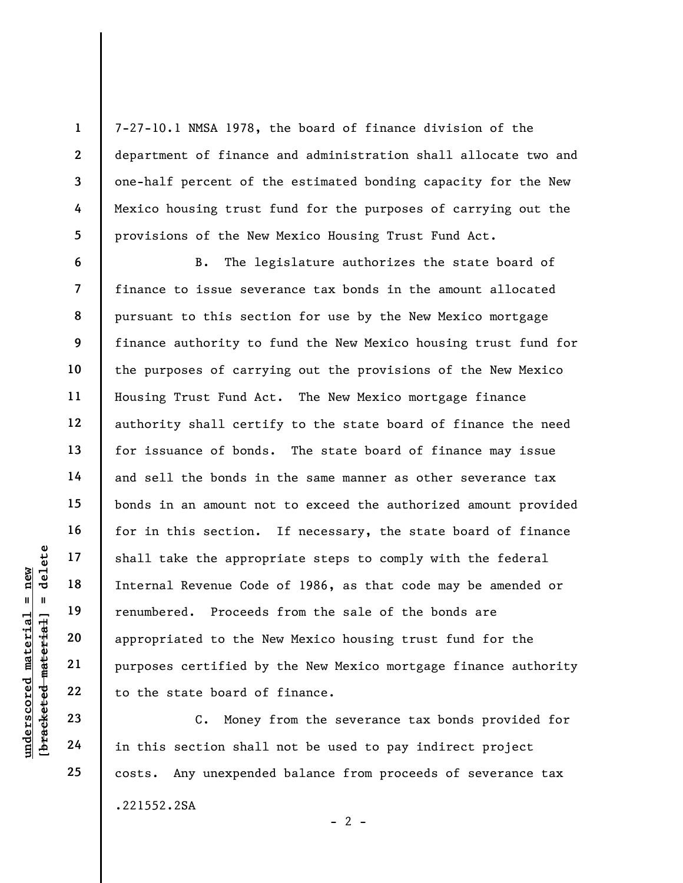7-27-10.1 NMSA 1978, the board of finance division of the department of finance and administration shall allocate two and one-half percent of the estimated bonding capacity for the New Mexico housing trust fund for the purposes of carrying out the provisions of the New Mexico Housing Trust Fund Act.

B. The legislature authorizes the state board of finance to issue severance tax bonds in the amount allocated pursuant to this section for use by the New Mexico mortgage finance authority to fund the New Mexico housing trust fund for the purposes of carrying out the provisions of the New Mexico Housing Trust Fund Act. The New Mexico mortgage finance authority shall certify to the state board of finance the need for issuance of bonds. The state board of finance may issue and sell the bonds in the same manner as other severance tax bonds in an amount not to exceed the authorized amount provided for in this section. If necessary, the state board of finance shall take the appropriate steps to comply with the federal Internal Revenue Code of 1986, as that code may be amended or renumbered. Proceeds from the sale of the bonds are appropriated to the New Mexico housing trust fund for the purposes certified by the New Mexico mortgage finance authority to the state board of finance.

C. Money from the severance tax bonds provided for in this section shall not be used to pay indirect project costs. Any unexpended balance from proceeds of severance tax

.221552.2SA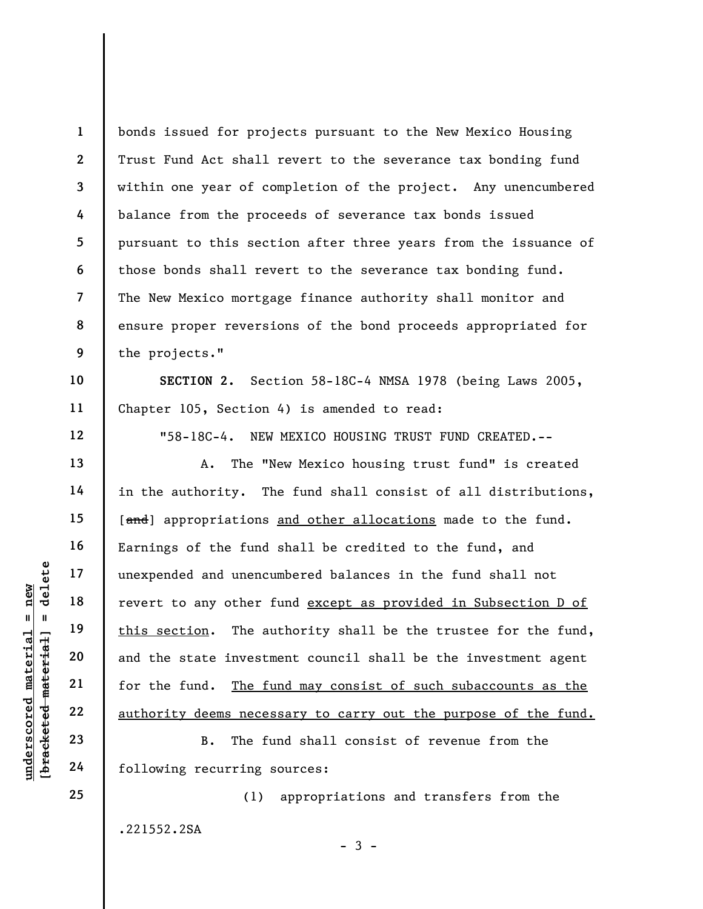bonds issued for projects pursuant to the New Mexico Housing Trust Fund Act shall revert to the severance tax bonding fund within one year of completion of the project. Any unencumbered balance from the proceeds of severance tax bonds issued pursuant to this section after three years from the issuance of those bonds shall revert to the severance tax bonding fund. The New Mexico mortgage finance authority shall monitor and ensure proper reversions of the bond proceeds appropriated for the projects."

**SECTION 2.** Section 58-18C-4 NMSA 1978 (being Laws 2005, Chapter 105, Section 4) is amended to read:

"58-18C-4. NEW MEXICO HOUSING TRUST FUND CREATED.--

A. The "New Mexico housing trust fund" is created in the authority. The fund shall consist of all distributions, [~~and~~] appropriations <u>and other allocations</u> made to the fund. Earnings of the fund shall be credited to the fund, and unexpended and unencumbered balances in the fund shall not revert to any other fund <u>except as provided in Subsection D of this section</u>. The authority shall be the trustee for the fund, and the state investment council shall be the investment agent for the fund. <u>The fund may consist of such subaccounts as the authority deems necessary to carry out the purpose of the fund.</u>

B. The fund shall consist of revenue from the following recurring sources:

(1) appropriations and transfers from the

.221552.2SA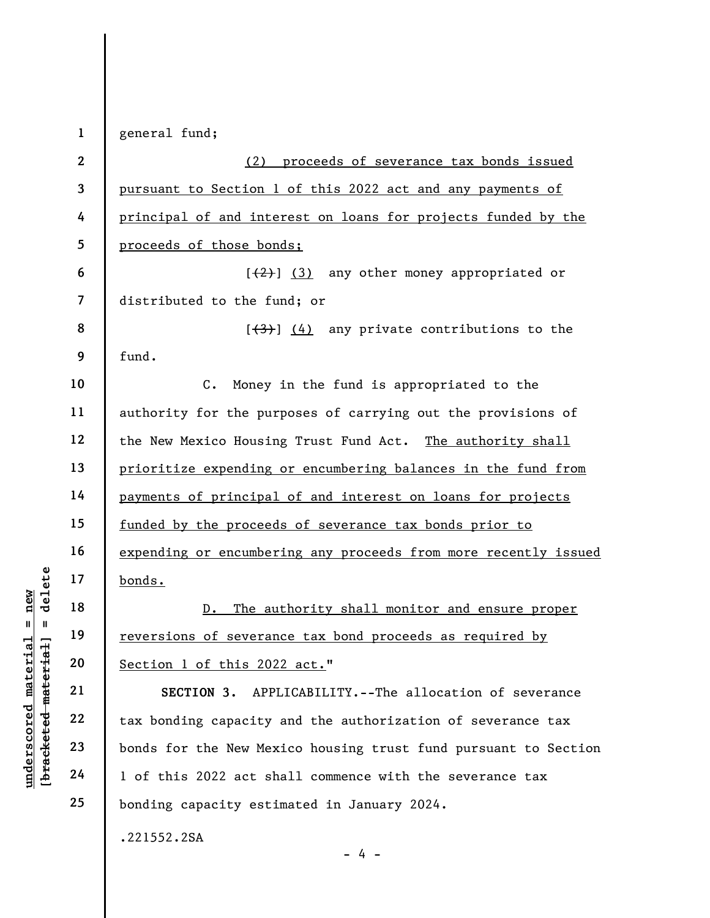general fund;

(2) proceeds of severance tax bonds issued pursuant to Section 1 of this 2022 act and any payments of principal of and interest on loans for projects funded by the proceeds of those bonds;

[(2)] (3) any other money appropriated or distributed to the fund; or

[(3)] (4) any private contributions to the fund.

C. Money in the fund is appropriated to the authority for the purposes of carrying out the provisions of the New Mexico Housing Trust Fund Act. The authority shall prioritize expending or encumbering balances in the fund from payments of principal of and interest on loans for projects funded by the proceeds of severance tax bonds prior to expending or encumbering any proceeds from more recently issued bonds.

D. The authority shall monitor and ensure proper reversions of severance tax bond proceeds as required by Section 1 of this 2022 act."

**SECTION 3.** APPLICABILITY.--The allocation of severance tax bonding capacity and the authorization of severance tax bonds for the New Mexico housing trust fund pursuant to Section 1 of this 2022 act shall commence with the severance tax bonding capacity estimated in January 2024.

.221552.2SA